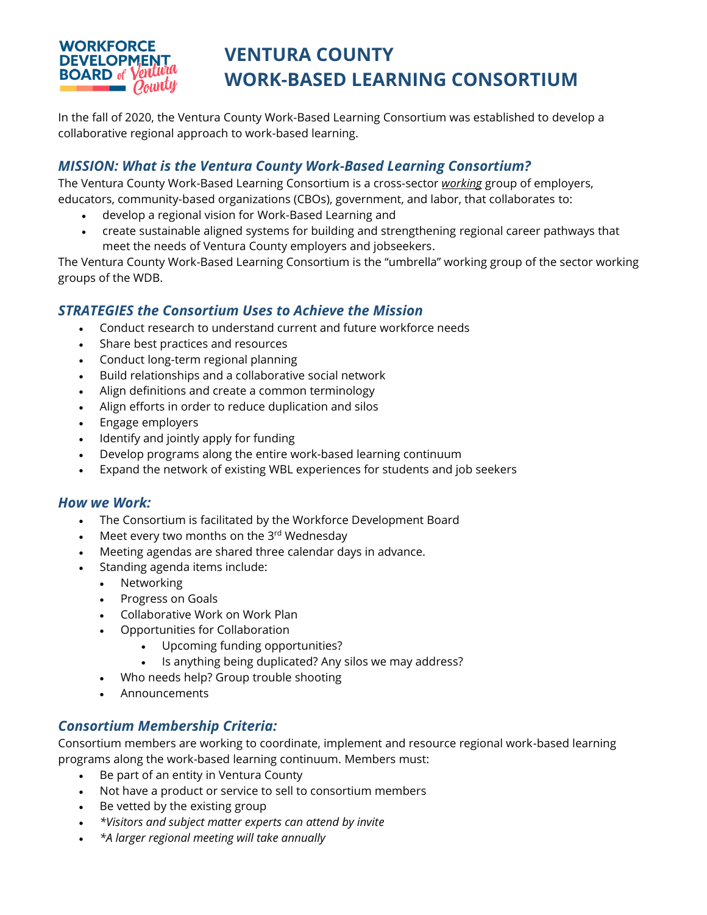# VENTURA COUNTY WORK-BASED LEARNING CONSORTIUM

In the fall of 2020, the Ventura County Work-Based Learning Consortium was established to develop a collaborative regional approach to work-based learning.

### *MISSION: What is the Ventura County Work-Based Learning Consortium?*

The Ventura County Work-Based Learning Consortium is a cross-sector ***working*** group of employers, educators, community-based organizations (CBOs), government, and labor, that collaborates to:

- develop a regional vision for Work-Based Learning and
- create sustainable aligned systems for building and strengthening regional career pathways that meet the needs of Ventura County employers and jobseekers.

The Ventura County Work-Based Learning Consortium is the "umbrella" working group of the sector working groups of the WDB.

### *STRATEGIES the Consortium Uses to Achieve the Mission*

- Conduct research to understand current and future workforce needs
- Share best practices and resources
- Conduct long-term regional planning
- Build relationships and a collaborative social network
- Align definitions and create a common terminology
- Align efforts in order to reduce duplication and silos
- Engage employers
- Identify and jointly apply for funding
- Develop programs along the entire work-based learning continuum
- Expand the network of existing WBL experiences for students and job seekers

### *How we Work:*

- The Consortium is facilitated by the Workforce Development Board
- Meet every two months on the 3rd Wednesday
- Meeting agendas are shared three calendar days in advance.
- Standing agenda items include:
  - Networking
  - Progress on Goals
  - Collaborative Work on Work Plan
  - Opportunities for Collaboration
    - Upcoming funding opportunities?
    - Is anything being duplicated? Any silos we may address?
  - Who needs help? Group trouble shooting
  - Announcements

### *Consortium Membership Criteria:*

Consortium members are working to coordinate, implement and resource regional work-based learning programs along the work-based learning continuum. Members must:

- Be part of an entity in Ventura County
- Not have a product or service to sell to consortium members
- Be vetted by the existing group
- *\*Visitors and subject matter experts can attend by invite*
- *\*A larger regional meeting will take annually*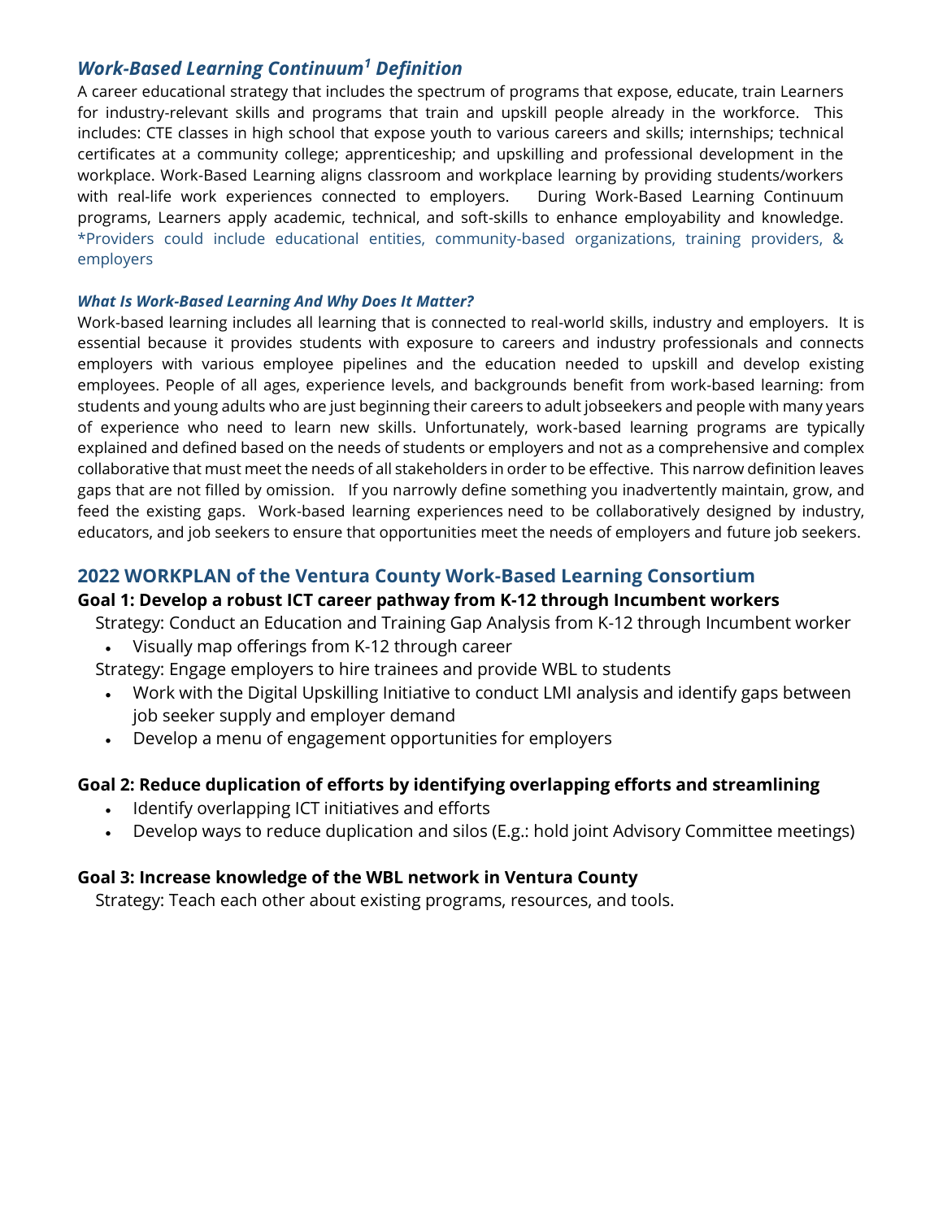## *Work-Based Learning Continuum[1] Definition*

A career educational strategy that includes the spectrum of programs that expose, educate, train Learners for industry-relevant skills and programs that train and upskill people already in the workforce. This includes: CTE classes in high school that expose youth to various careers and skills; internships; technical certificates at a community college; apprenticeship; and upskilling and professional development in the workplace. Work-Based Learning aligns classroom and workplace learning by providing students/workers with real-life work experiences connected to employers. During Work-Based Learning Continuum programs, Learners apply academic, technical, and soft-skills to enhance employability and knowledge. *Providers could include educational entities, community-based organizations, training providers, & employers

#### *What Is Work-Based Learning And Why Does It Matter?*

Work-based learning includes all learning that is connected to real-world skills, industry and employers. It is essential because it provides students with exposure to careers and industry professionals and connects employers with various employee pipelines and the education needed to upskill and develop existing employees. People of all ages, experience levels, and backgrounds benefit from work-based learning: from students and young adults who are just beginning their careers to adult jobseekers and people with many years of experience who need to learn new skills. Unfortunately, work-based learning programs are typically explained and defined based on the needs of students or employers and not as a comprehensive and complex collaborative that must meet the needs of all stakeholders in order to be effective. This narrow definition leaves gaps that are not filled by omission. If you narrowly define something you inadvertently maintain, grow, and feed the existing gaps. Work-based learning experiences need to be collaboratively designed by industry, educators, and job seekers to ensure that opportunities meet the needs of employers and future job seekers.

## 2022 WORKPLAN of the Ventura County Work-Based Learning Consortium

### Goal 1: Develop a robust ICT career pathway from K-12 through Incumbent workers

Strategy: Conduct an Education and Training Gap Analysis from K-12 through Incumbent worker

- Visually map offerings from K-12 through career

Strategy: Engage employers to hire trainees and provide WBL to students

- Work with the Digital Upskilling Initiative to conduct LMI analysis and identify gaps between job seeker supply and employer demand
- Develop a menu of engagement opportunities for employers

### Goal 2: Reduce duplication of efforts by identifying overlapping efforts and streamlining

- Identify overlapping ICT initiatives and efforts
- Develop ways to reduce duplication and silos (E.g.: hold joint Advisory Committee meetings)

### Goal 3: Increase knowledge of the WBL network in Ventura County

Strategy: Teach each other about existing programs, resources, and tools.